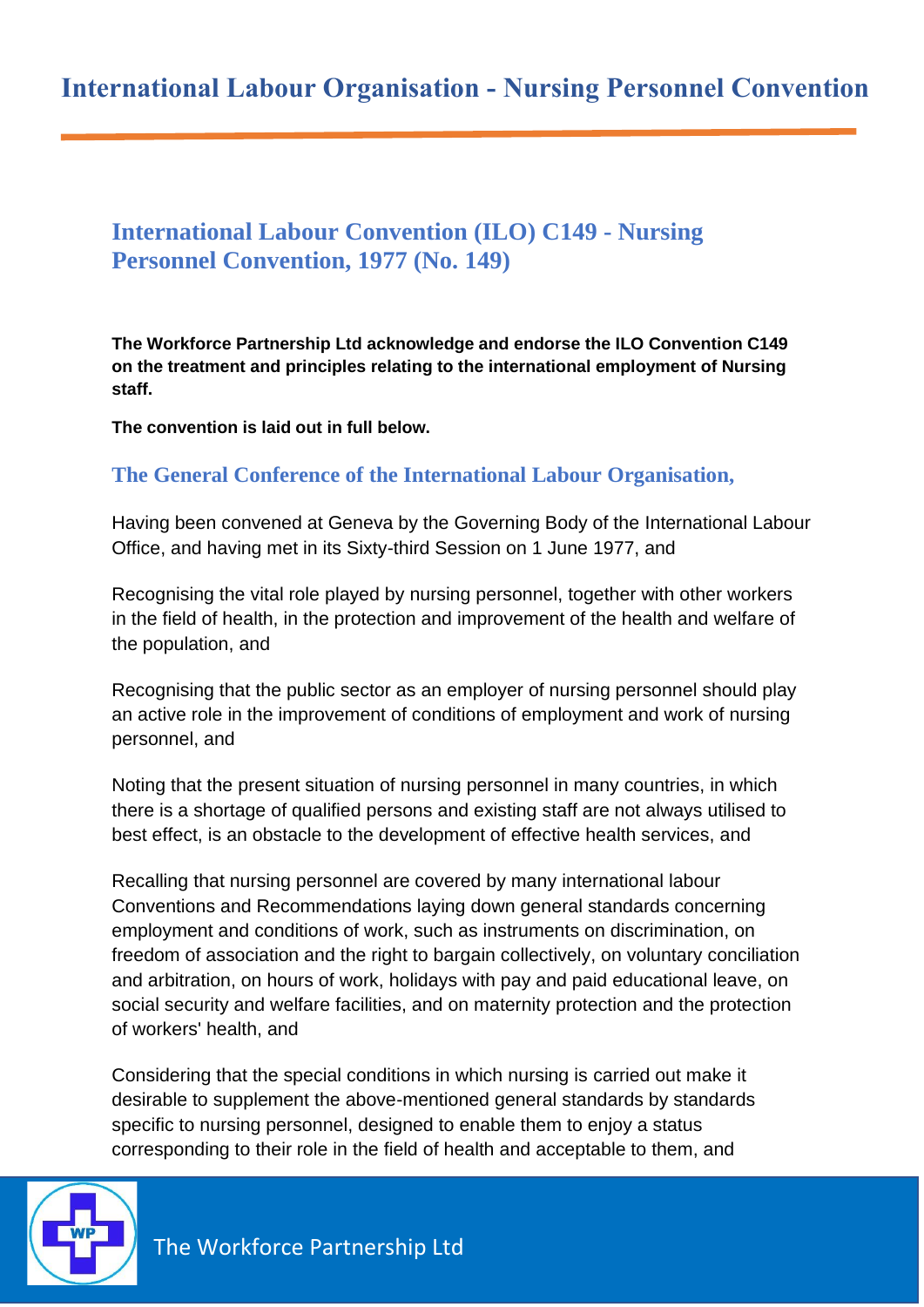# International Labour Organisation - Nursing Personnel Convention

## International Labour Convention (ILO) C149 - Nursing Personnel Convention, 1977 (No. 149)

**The Workforce Partnership Ltd acknowledge and endorse the ILO Convention C149 on the treatment and principles relating to the international employment of Nursing staff.**

**The convention is laid out in full below.**

### The General Conference of the International Labour Organisation,

Having been convened at Geneva by the Governing Body of the International Labour Office, and having met in its Sixty-third Session on 1 June 1977, and

Recognising the vital role played by nursing personnel, together with other workers in the field of health, in the protection and improvement of the health and welfare of the population, and

Recognising that the public sector as an employer of nursing personnel should play an active role in the improvement of conditions of employment and work of nursing personnel, and

Noting that the present situation of nursing personnel in many countries, in which there is a shortage of qualified persons and existing staff are not always utilised to best effect, is an obstacle to the development of effective health services, and

Recalling that nursing personnel are covered by many international labour Conventions and Recommendations laying down general standards concerning employment and conditions of work, such as instruments on discrimination, on freedom of association and the right to bargain collectively, on voluntary conciliation and arbitration, on hours of work, holidays with pay and paid educational leave, on social security and welfare facilities, and on maternity protection and the protection of workers' health, and

Considering that the special conditions in which nursing is carried out make it desirable to supplement the above-mentioned general standards by standards specific to nursing personnel, designed to enable them to enjoy a status corresponding to their role in the field of health and acceptable to them, and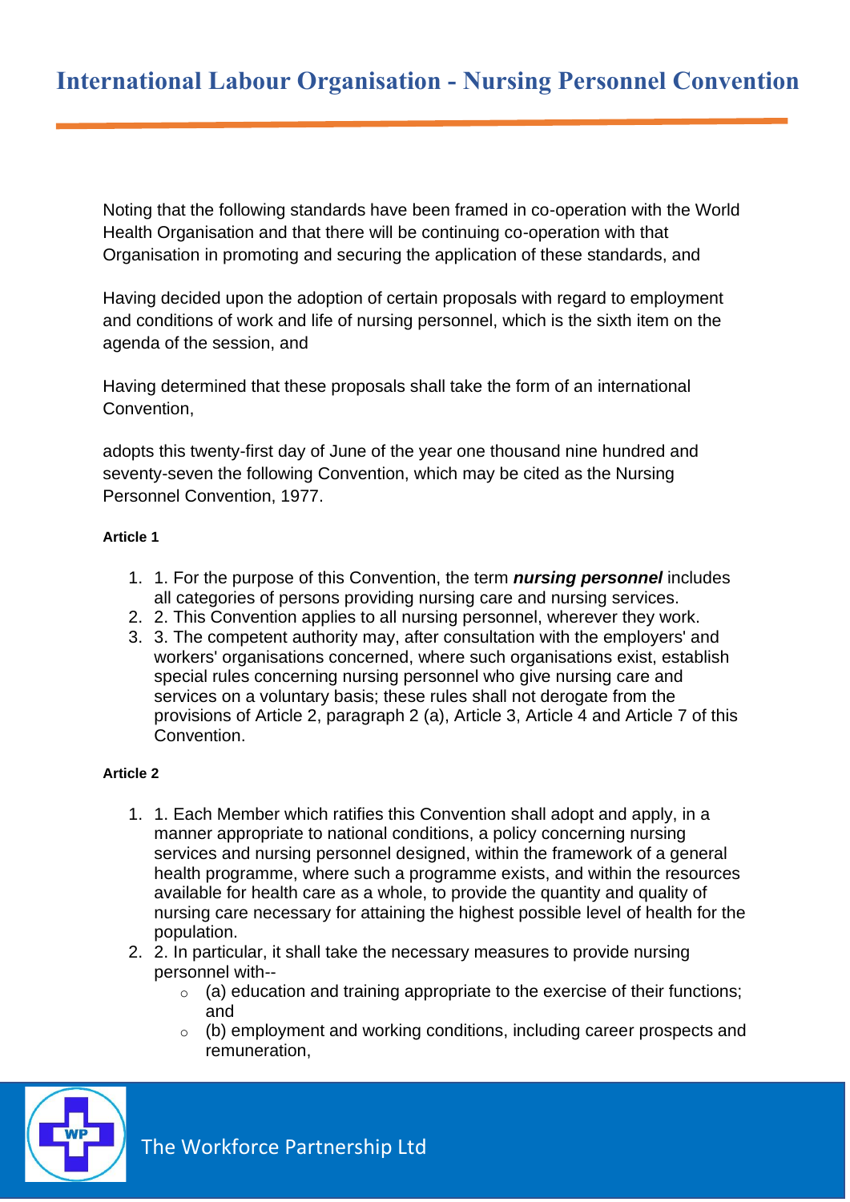Noting that the following standards have been framed in co-operation with the World Health Organisation and that there will be continuing co-operation with that Organisation in promoting and securing the application of these standards, and

Having decided upon the adoption of certain proposals with regard to employment and conditions of work and life of nursing personnel, which is the sixth item on the agenda of the session, and

Having determined that these proposals shall take the form of an international Convention,

adopts this twenty-first day of June of the year one thousand nine hundred and seventy-seven the following Convention, which may be cited as the Nursing Personnel Convention, 1977.

**Article 1**

1. 1. For the purpose of this Convention, the term ***nursing personnel*** includes all categories of persons providing nursing care and nursing services.
2. 2. This Convention applies to all nursing personnel, wherever they work.
3. 3. The competent authority may, after consultation with the employers' and workers' organisations concerned, where such organisations exist, establish special rules concerning nursing personnel who give nursing care and services on a voluntary basis; these rules shall not derogate from the provisions of Article 2, paragraph 2 (a), Article 3, Article 4 and Article 7 of this Convention.

**Article 2**

1. 1. Each Member which ratifies this Convention shall adopt and apply, in a manner appropriate to national conditions, a policy concerning nursing services and nursing personnel designed, within the framework of a general health programme, where such a programme exists, and within the resources available for health care as a whole, to provide the quantity and quality of nursing care necessary for attaining the highest possible level of health for the population.
2. 2. In particular, it shall take the necessary measures to provide nursing personnel with--
    - (a) education and training appropriate to the exercise of their functions; and
    - (b) employment and working conditions, including career prospects and remuneration,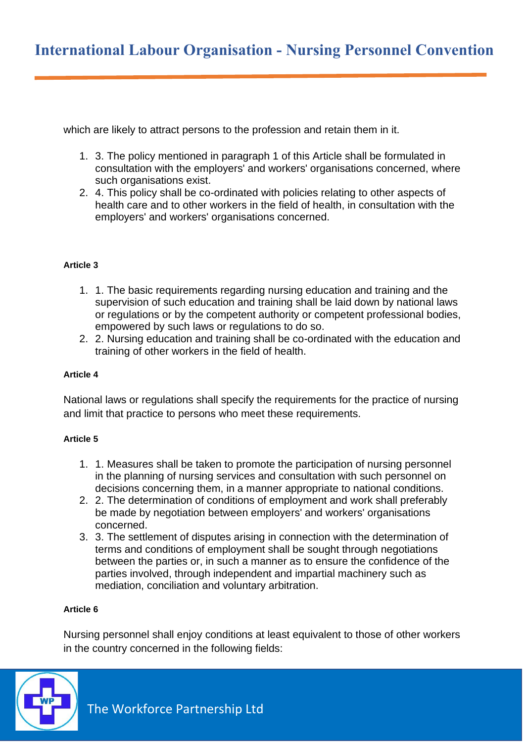which are likely to attract persons to the profession and retain them in it.

1. 3. The policy mentioned in paragraph 1 of this Article shall be formulated in consultation with the employers' and workers' organisations concerned, where such organisations exist.
2. 4. This policy shall be co-ordinated with policies relating to other aspects of health care and to other workers in the field of health, in consultation with the employers' and workers' organisations concerned.

#### Article 3

1. 1. The basic requirements regarding nursing education and training and the supervision of such education and training shall be laid down by national laws or regulations or by the competent authority or competent professional bodies, empowered by such laws or regulations to do so.
2. 2. Nursing education and training shall be co-ordinated with the education and training of other workers in the field of health.

#### Article 4

National laws or regulations shall specify the requirements for the practice of nursing and limit that practice to persons who meet these requirements.

#### Article 5

1. 1. Measures shall be taken to promote the participation of nursing personnel in the planning of nursing services and consultation with such personnel on decisions concerning them, in a manner appropriate to national conditions.
2. 2. The determination of conditions of employment and work shall preferably be made by negotiation between employers' and workers' organisations concerned.
3. 3. The settlement of disputes arising in connection with the determination of terms and conditions of employment shall be sought through negotiations between the parties or, in such a manner as to ensure the confidence of the parties involved, through independent and impartial machinery such as mediation, conciliation and voluntary arbitration.

#### Article 6

Nursing personnel shall enjoy conditions at least equivalent to those of other workers in the country concerned in the following fields: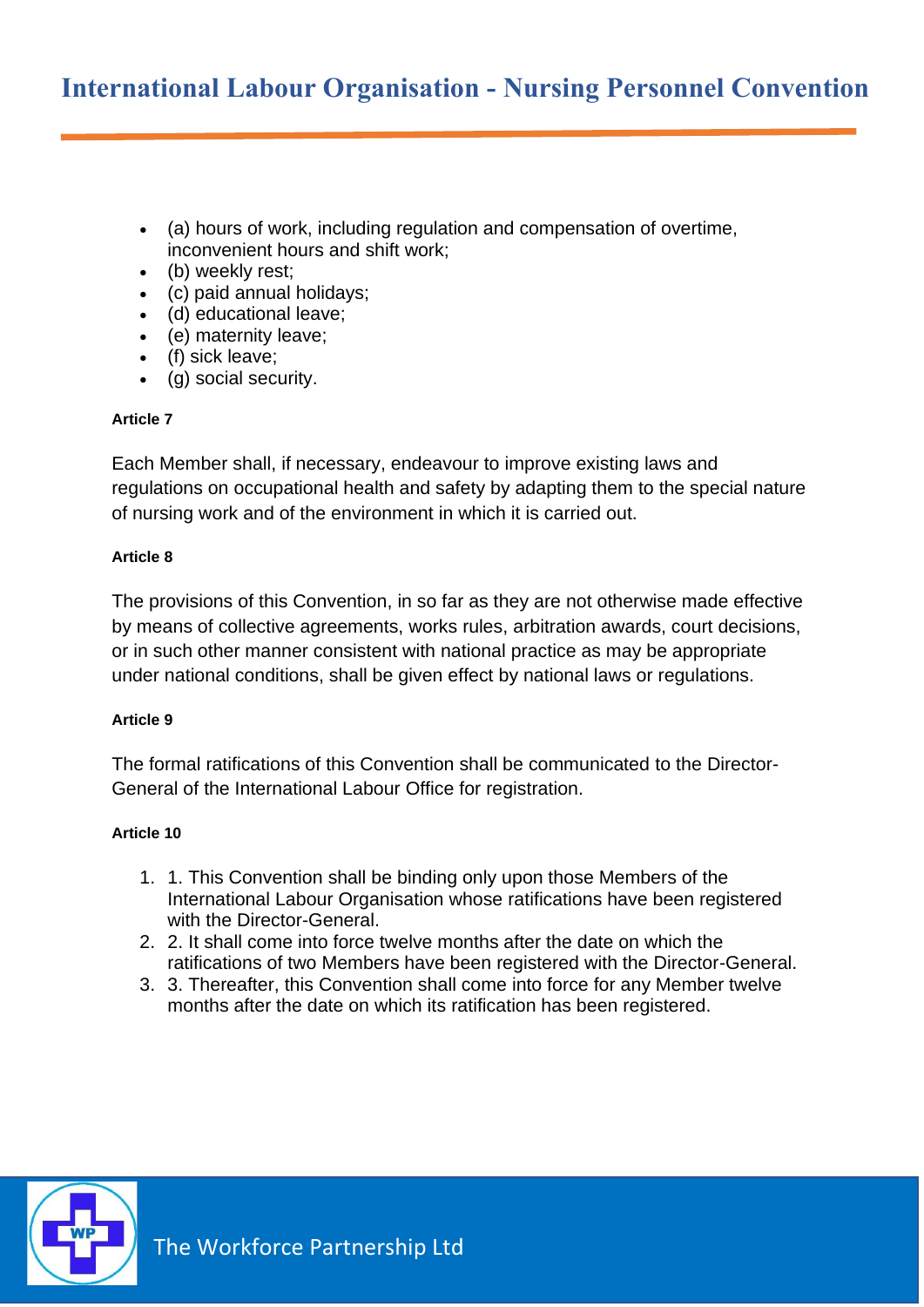- (a) hours of work, including regulation and compensation of overtime, inconvenient hours and shift work;
- (b) weekly rest;
- (c) paid annual holidays;
- (d) educational leave;
- (e) maternity leave;
- (f) sick leave;
- (g) social security.

**Article 7**

Each Member shall, if necessary, endeavour to improve existing laws and regulations on occupational health and safety by adapting them to the special nature of nursing work and of the environment in which it is carried out.

**Article 8**

The provisions of this Convention, in so far as they are not otherwise made effective by means of collective agreements, works rules, arbitration awards, court decisions, or in such other manner consistent with national practice as may be appropriate under national conditions, shall be given effect by national laws or regulations.

**Article 9**

The formal ratifications of this Convention shall be communicated to the Director-General of the International Labour Office for registration.

**Article 10**

1. 1. This Convention shall be binding only upon those Members of the International Labour Organisation whose ratifications have been registered with the Director-General.
2. 2. It shall come into force twelve months after the date on which the ratifications of two Members have been registered with the Director-General.
3. 3. Thereafter, this Convention shall come into force for any Member twelve months after the date on which its ratification has been registered.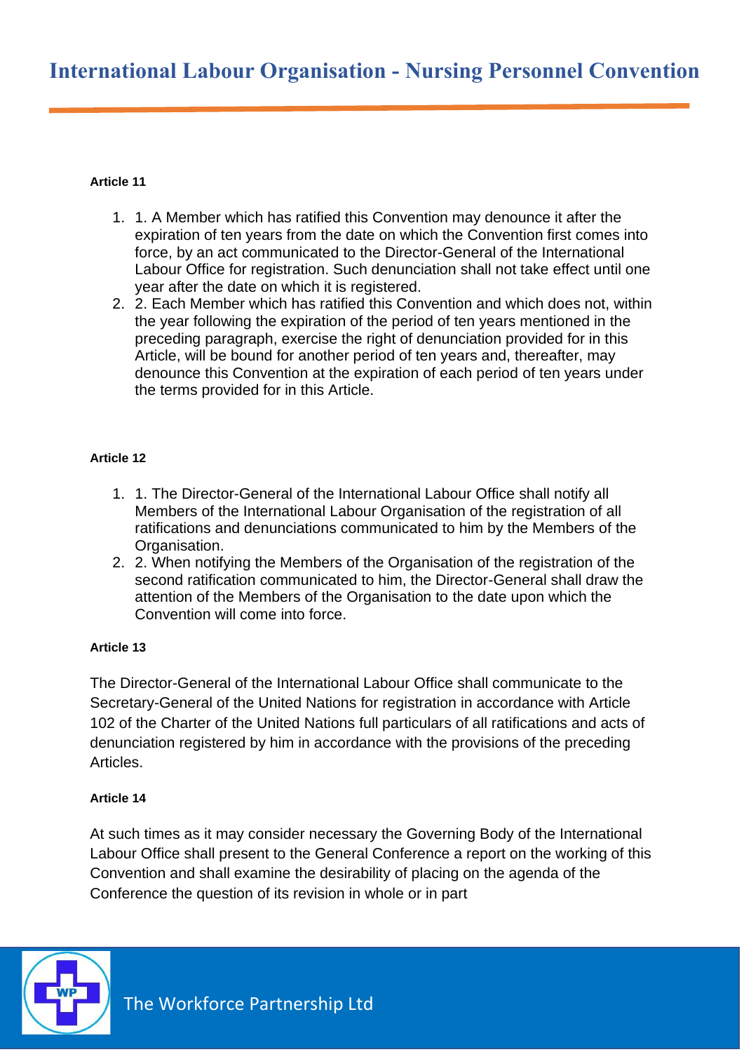**Article 11**

1. 1. A Member which has ratified this Convention may denounce it after the expiration of ten years from the date on which the Convention first comes into force, by an act communicated to the Director-General of the International Labour Office for registration. Such denunciation shall not take effect until one year after the date on which it is registered.
2. 2. Each Member which has ratified this Convention and which does not, within the year following the expiration of the period of ten years mentioned in the preceding paragraph, exercise the right of denunciation provided for in this Article, will be bound for another period of ten years and, thereafter, may denounce this Convention at the expiration of each period of ten years under the terms provided for in this Article.

**Article 12**

1. 1. The Director-General of the International Labour Office shall notify all Members of the International Labour Organisation of the registration of all ratifications and denunciations communicated to him by the Members of the Organisation.
2. 2. When notifying the Members of the Organisation of the registration of the second ratification communicated to him, the Director-General shall draw the attention of the Members of the Organisation to the date upon which the Convention will come into force.

**Article 13**

The Director-General of the International Labour Office shall communicate to the Secretary-General of the United Nations for registration in accordance with Article 102 of the Charter of the United Nations full particulars of all ratifications and acts of denunciation registered by him in accordance with the provisions of the preceding Articles.

**Article 14**

At such times as it may consider necessary the Governing Body of the International Labour Office shall present to the General Conference a report on the working of this Convention and shall examine the desirability of placing on the agenda of the Conference the question of its revision in whole or in part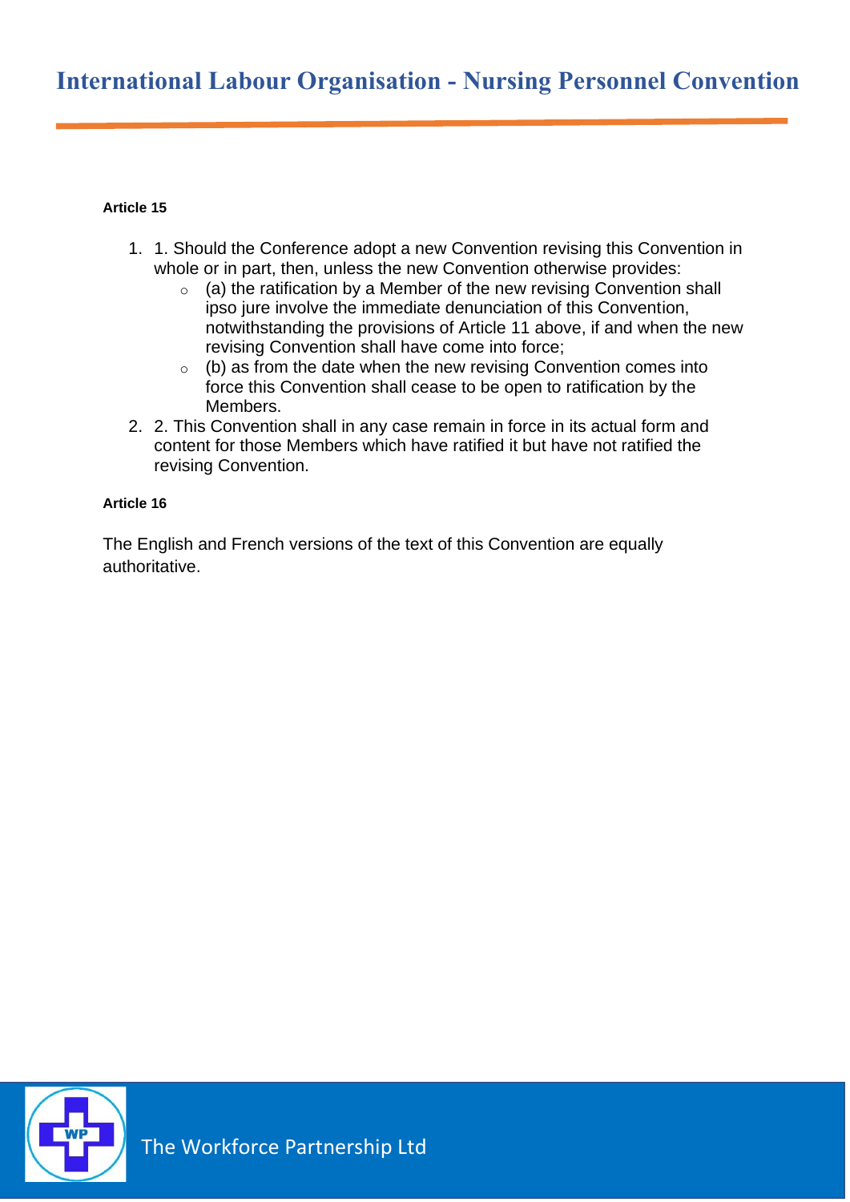**Article 15**

1. 1. Should the Conference adopt a new Convention revising this Convention in whole or in part, then, unless the new Convention otherwise provides:
   - (a) the ratification by a Member of the new revising Convention shall ipso jure involve the immediate denunciation of this Convention, notwithstanding the provisions of Article 11 above, if and when the new revising Convention shall have come into force;
   - (b) as from the date when the new revising Convention comes into force this Convention shall cease to be open to ratification by the Members.
2. 2. This Convention shall in any case remain in force in its actual form and content for those Members which have ratified it but have not ratified the revising Convention.

**Article 16**

The English and French versions of the text of this Convention are equally authoritative.